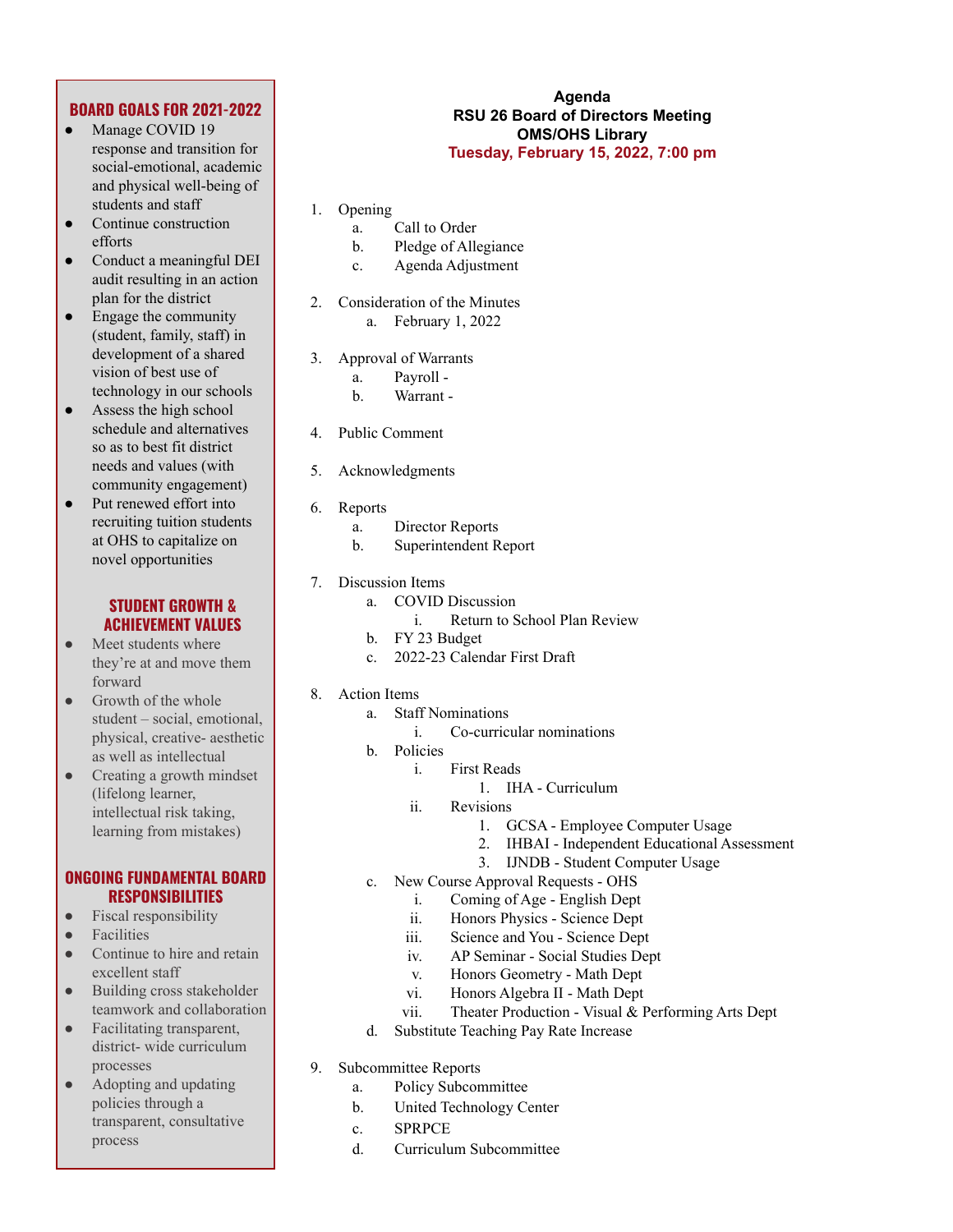**Agenda**
**RSU 26 Board of Directors Meeting**
**OMS/OHS Library**
**Tuesday, February 15, 2022, 7:00 pm**

1. Opening
   a. Call to Order
   b. Pledge of Allegiance
   c. Agenda Adjustment

2. Consideration of the Minutes
   a. February 1, 2022

3. Approval of Warrants
   a. Payroll -
   b. Warrant -

4. Public Comment

5. Acknowledgments

6. Reports
   a. Director Reports
   b. Superintendent Report

7. Discussion Items
   a. COVID Discussion
      i. Return to School Plan Review
   b. FY 23 Budget
   c. 2022-23 Calendar First Draft

8. Action Items
   a. Staff Nominations
      i. Co-curricular nominations
   b. Policies
      i. First Reads
         1. IHA - Curriculum
      ii. Revisions
         1. GCSA - Employee Computer Usage
         2. IHBAI - Independent Educational Assessment
         3. IJNDB - Student Computer Usage
   c. New Course Approval Requests - OHS
      i. Coming of Age - English Dept
      ii. Honors Physics - Science Dept
      iii. Science and You - Science Dept
      iv. AP Seminar - Social Studies Dept
      v. Honors Geometry - Math Dept
      vi. Honors Algebra II - Math Dept
      vii. Theater Production - Visual & Performing Arts Dept
   d. Substitute Teaching Pay Rate Increase

9. Subcommittee Reports
   a. Policy Subcommittee
   b. United Technology Center
   c. SPRPCE
   d. Curriculum Subcommittee

## BOARD GOALS FOR 2021-2022

- Manage COVID 19 response and transition for social-emotional, academic and physical well-being of students and staff
- Continue construction efforts
- Conduct a meaningful DEI audit resulting in an action plan for the district
- Engage the community (student, family, staff) in development of a shared vision of best use of technology in our schools
- Assess the high school schedule and alternatives so as to best fit district needs and values (with community engagement)
- Put renewed effort into recruiting tuition students at OHS to capitalize on novel opportunities

## STUDENT GROWTH & ACHIEVEMENT VALUES

- Meet students where they're at and move them forward
- Growth of the whole student – social, emotional, physical, creative- aesthetic as well as intellectual
- Creating a growth mindset (lifelong learner, intellectual risk taking, learning from mistakes)

## ONGOING FUNDAMENTAL BOARD RESPONSIBILITIES

- Fiscal responsibility
- Facilities
- Continue to hire and retain excellent staff
- Building cross stakeholder teamwork and collaboration
- Facilitating transparent, district- wide curriculum processes
- Adopting and updating policies through a transparent, consultative process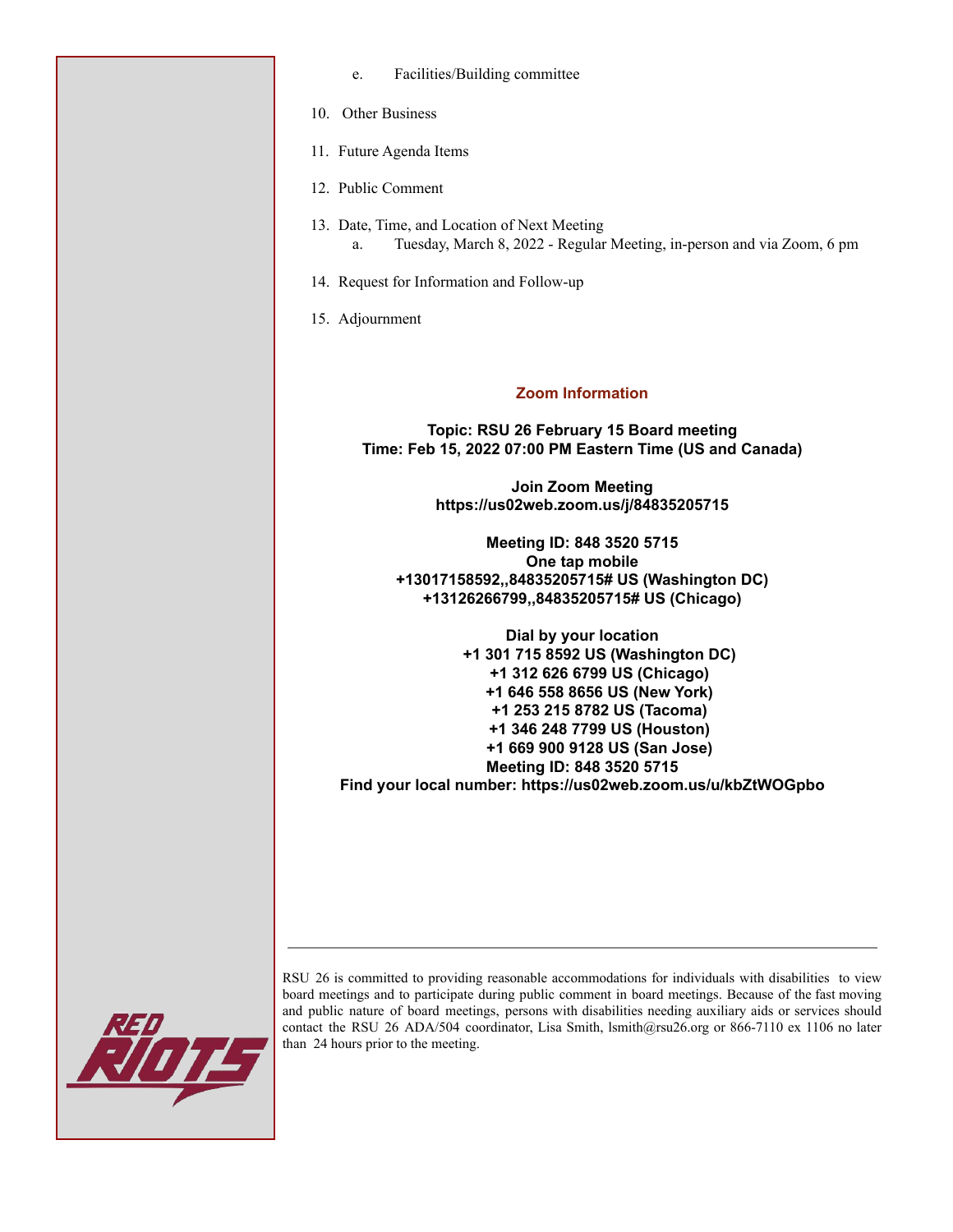e. Facilities/Building committee

10. Other Business

11. Future Agenda Items

12. Public Comment

13. Date, Time, and Location of Next Meeting
    a. Tuesday, March 8, 2022 - Regular Meeting, in-person and via Zoom, 6 pm

14. Request for Information and Follow-up

15. Adjournment

## Zoom Information

**Topic: RSU 26 February 15 Board meeting**
**Time: Feb 15, 2022 07:00 PM Eastern Time (US and Canada)**

**Join Zoom Meeting**
**https://us02web.zoom.us/j/84835205715**

**Meeting ID: 848 3520 5715**
**One tap mobile**
**+13017158592,,84835205715# US (Washington DC)**
**+13126266799,,84835205715# US (Chicago)**

**Dial by your location**
**+1 301 715 8592 US (Washington DC)**
**+1 312 626 6799 US (Chicago)**
**+1 646 558 8656 US (New York)**
**+1 253 215 8782 US (Tacoma)**
**+1 346 248 7799 US (Houston)**
**+1 669 900 9128 US (San Jose)**
**Meeting ID: 848 3520 5715**
**Find your local number: https://us02web.zoom.us/u/kbZtWOGpbo**

---

RSU 26 is committed to providing reasonable accommodations for individuals with disabilities to view board meetings and to participate during public comment in board meetings. Because of the fast moving and public nature of board meetings, persons with disabilities needing auxiliary aids or services should contact the RSU 26 ADA/504 coordinator, Lisa Smith, lsmith@rsu26.org or 866-7110 ex 1106 no later than 24 hours prior to the meeting.

RED RIOTS